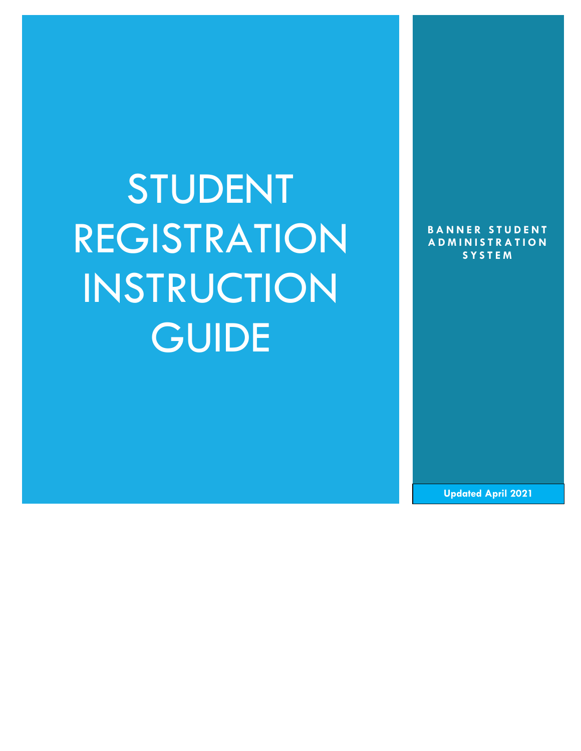# STUDENT REGISTRATION INSTRUCTION GUIDE

**BANNER STUDENT ADMINISTRATION SYSTEM**

**Updated April 2021**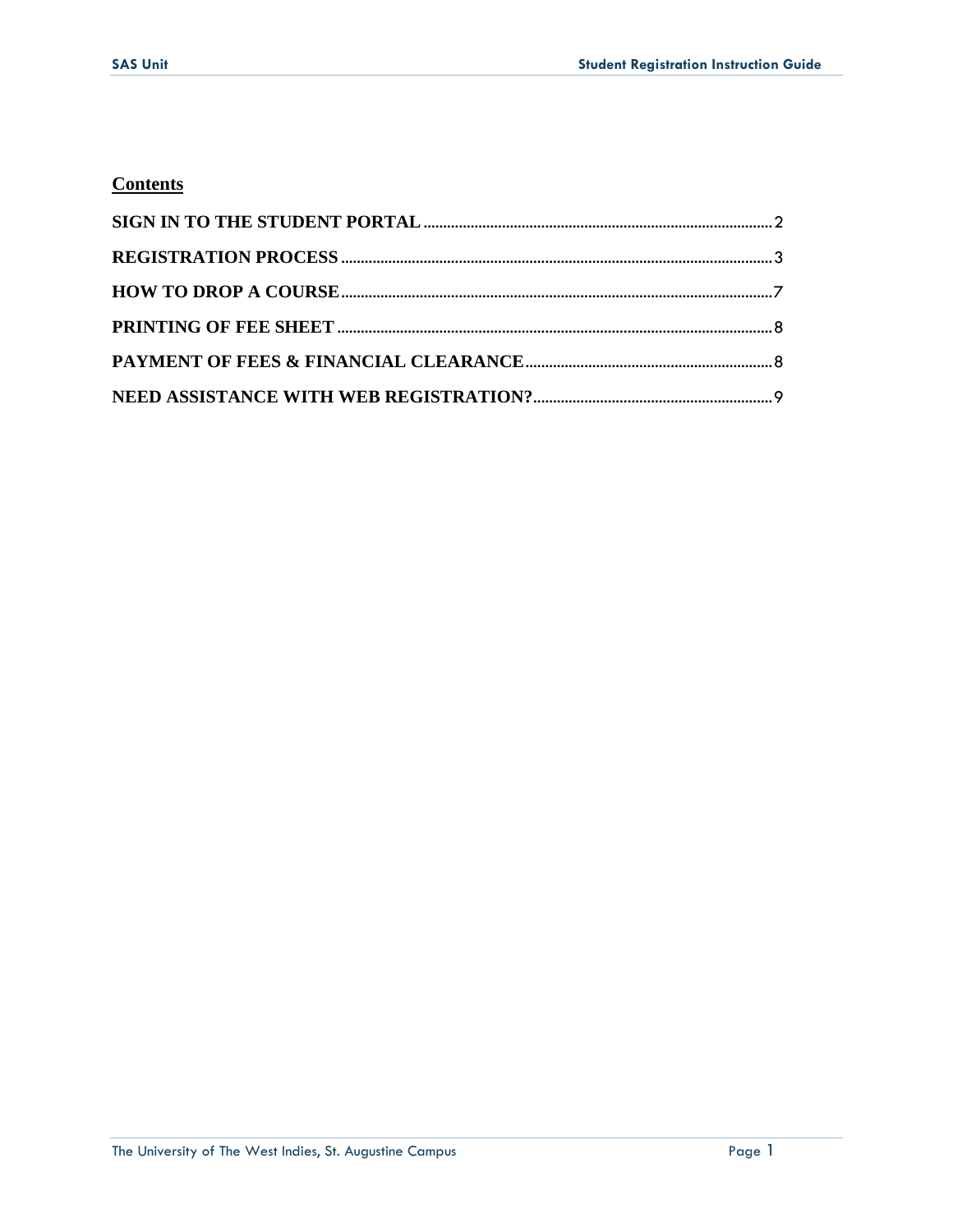## Contents

SIGN IN TO THE STUDENT PORTAL .......... 2

REGISTRATION PROCESS .......... 3

HOW TO DROP A COURSE .......... 7

PRINTING OF FEE SHEET .......... 8

PAYMENT OF FEES & FINANCIAL CLEARANCE .......... 8

NEED ASSISTANCE WITH WEB REGISTRATION? .......... 9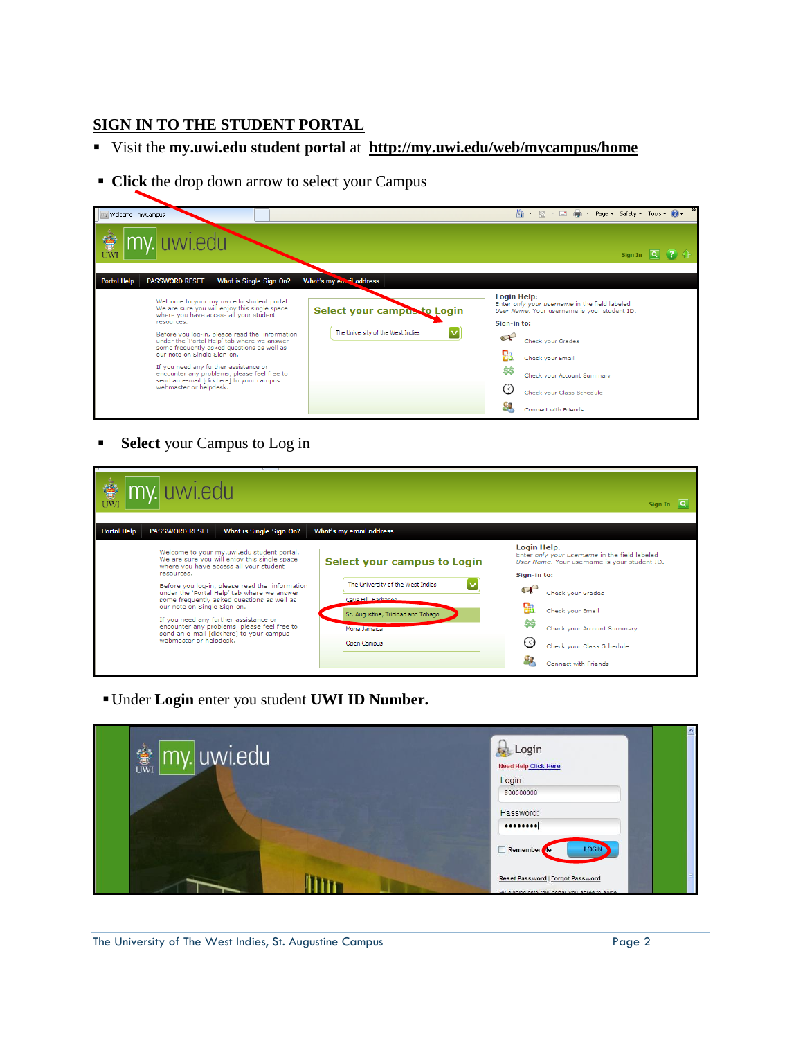## SIGN IN TO THE STUDENT PORTAL

- Visit the **my.uwi.edu student portal** at **http://my.uwi.edu/web/mycampus/home**
- **Click** the drop down arrow to select your Campus
- **Select** your Campus to Log in
- Under **Login** enter you student **UWI ID Number.**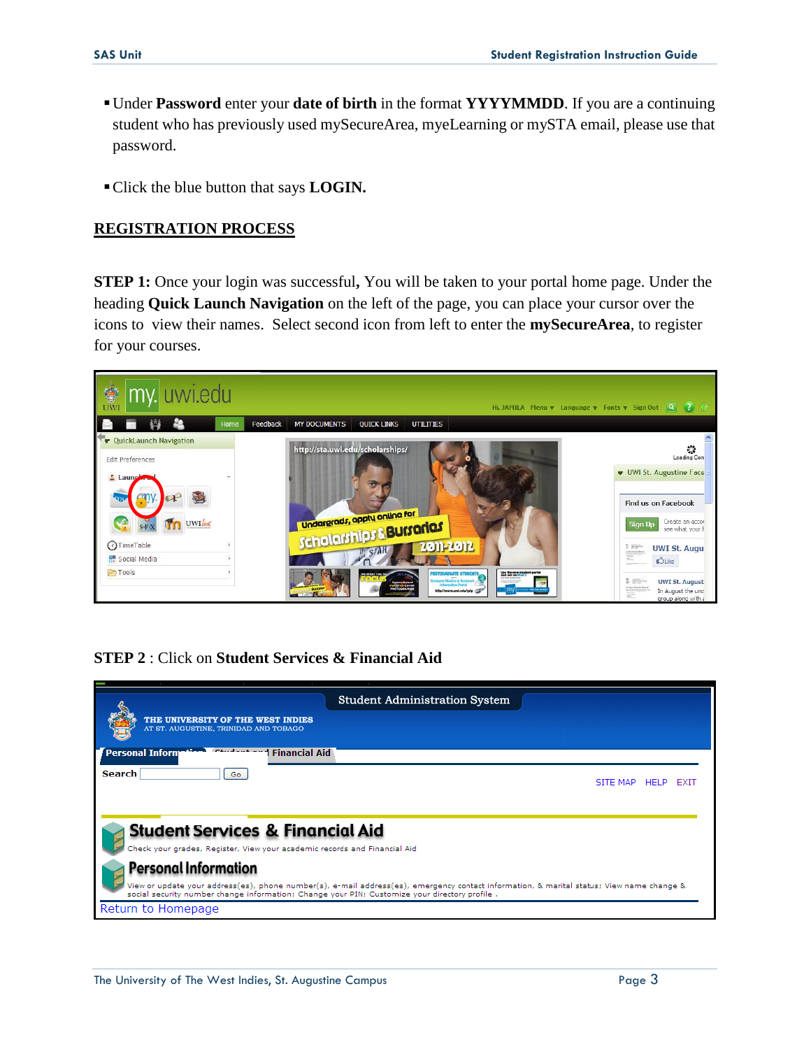- Under **Password** enter your **date of birth** in the format **YYYYMMDD**. If you are a continuing student who has previously used mySecureArea, myeLearning or mySTA email, please use that password.

- Click the blue button that says **LOGIN.**

## REGISTRATION PROCESS

**STEP 1:** Once your login was successful**,** You will be taken to your portal home page. Under the heading **Quick Launch Navigation** on the left of the page, you can place your cursor over the icons to view their names. Select second icon from left to enter the **mySecureArea**, to register for your courses.

**STEP 2** : Click on **Student Services & Financial Aid**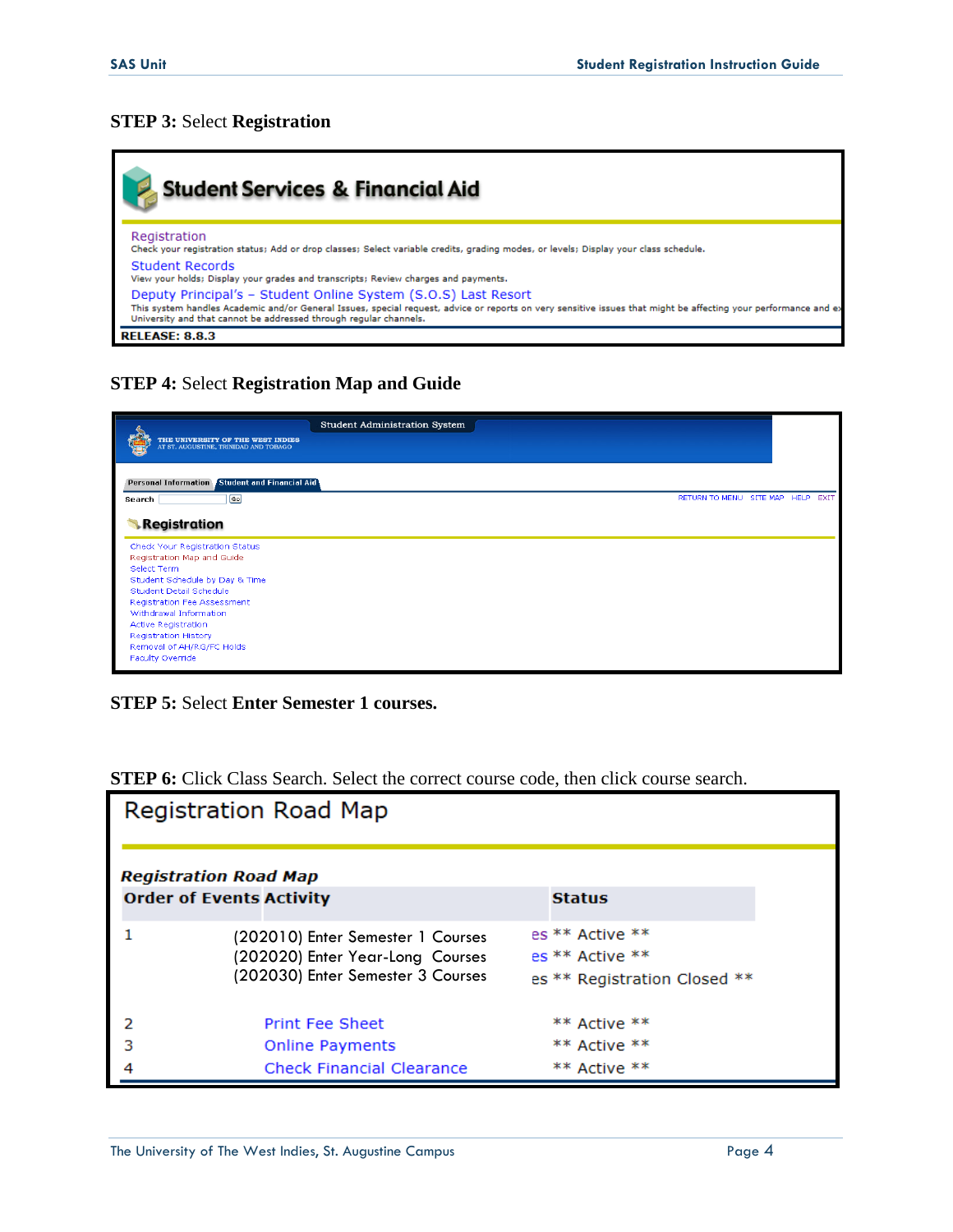**STEP 3:** Select **Registration**

**Student Services & Financial Aid**

Registration
Check your registration status; Add or drop classes; Select variable credits, grading modes, or levels; Display your class schedule.

Student Records
View your holds; Display your grades and transcripts; Review charges and payments.

Deputy Principal's – Student Online System (S.O.S) Last Resort
This system handles Academic and/or General Issues, special request, advice or reports on very sensitive issues that might be affecting your performance and ex University and that cannot be addressed through regular channels.

RELEASE: 8.8.3

**STEP 4:** Select **Registration Map and Guide**

Student Administration System

THE UNIVERSITY OF THE WEST INDIES
AT ST. AUGUSTINE, TRINIDAD AND TOBAGO

Personal Information | Student and Financial Aid

Search [Go]

RETURN TO MENU | SITE MAP | HELP | EXIT

**Registration**

- Check Your Registration Status
- Registration Map and Guide
- Select Term
- Student Schedule by Day & Time
- Student Detail Schedule
- Registration Fee Assessment
- Withdrawal Information
- Active Registration
- Registration History
- Removal of AH/RG/FC Holds
- Faculty Override

**STEP 5:** Select **Enter Semester 1 courses.**

**STEP 6:** Click Class Search. Select the correct course code, then click course search.

Registration Road Map

***Registration Road Map***

| Order of Events | Activity | Status |
|---|---|---|
| 1 | (202010) Enter Semester 1 Courses | es ** Active ** |
| | (202020) Enter Year-Long Courses | es ** Active ** |
| | (202030) Enter Semester 3 Courses | es ** Registration Closed ** |
| 2 | Print Fee Sheet | ** Active ** |
| 3 | Online Payments | ** Active ** |
| 4 | Check Financial Clearance | ** Active ** |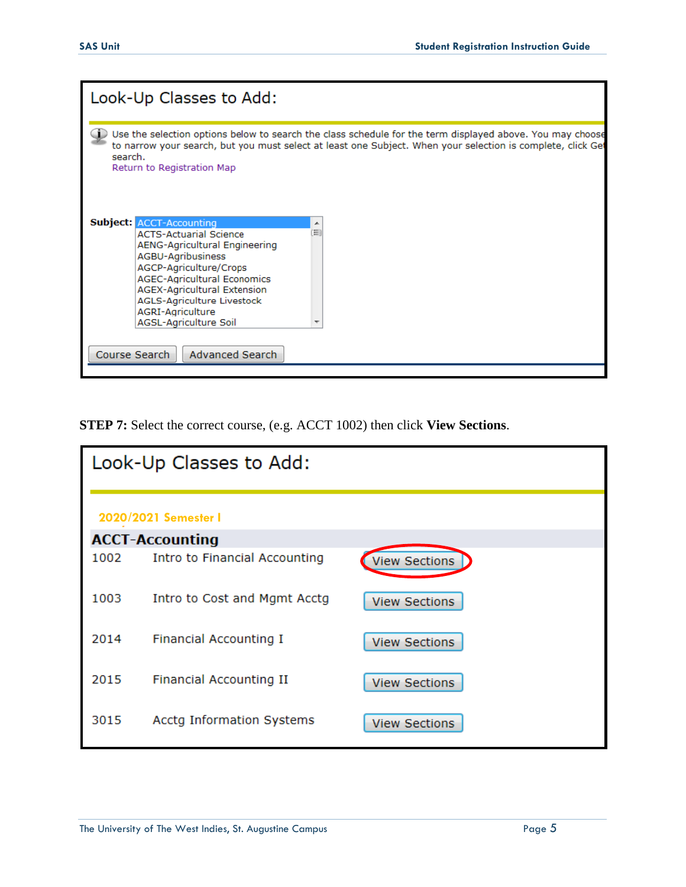Look-Up Classes to Add:

Use the selection options below to search the class schedule for the term displayed above. You may choose to narrow your search, but you must select at least one Subject. When your selection is complete, click Get search.

Return to Registration Map

**Subject:**
- ACCT-Accounting
- ACTS-Actuarial Science
- AENG-Agricultural Engineering
- AGBU-Agribusiness
- AGCP-Agriculture/Crops
- AGEC-Agricultural Economics
- AGEX-Agricultural Extension
- AGLS-Agriculture Livestock
- AGRI-Agriculture
- AGSL-Agriculture Soil

Course Search | Advanced Search

**STEP 7:** Select the correct course, (e.g. ACCT 1002) then click **View Sections**.

Look-Up Classes to Add:

2020/2021 Semester I

**ACCT-Accounting**

| | | |
|---|---|---|
| 1002 | Intro to Financial Accounting | View Sections |
| 1003 | Intro to Cost and Mgmt Acctg | View Sections |
| 2014 | Financial Accounting I | View Sections |
| 2015 | Financial Accounting II | View Sections |
| 3015 | Acctg Information Systems | View Sections |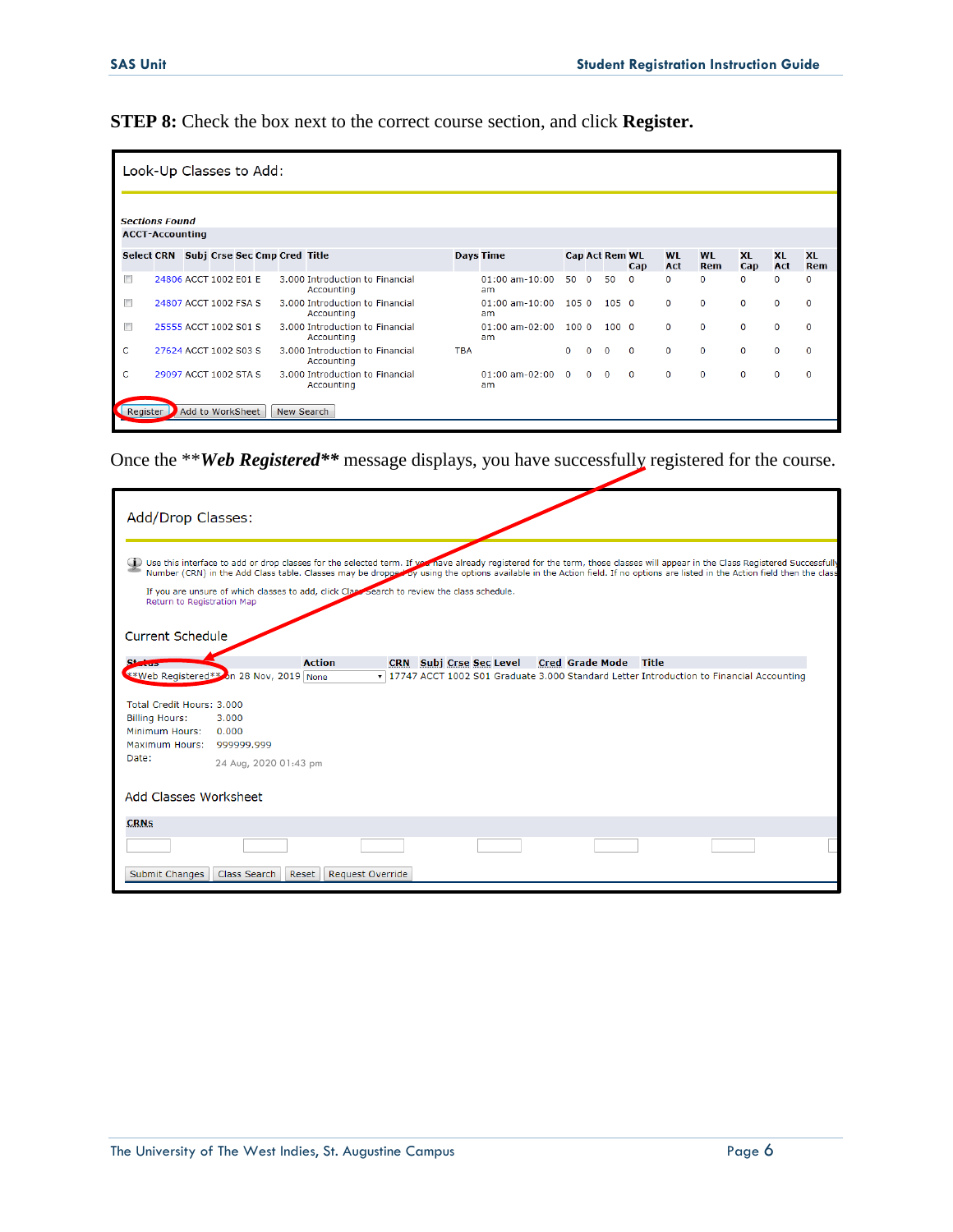**STEP 8:** Check the box next to the correct course section, and click **Register.**

Look-Up Classes to Add:

*Sections Found*

**ACCT-Accounting**

| Select | CRN | Subj | Crse | Sec | Cmp | Cred | Title | Days | Time | Cap | Act | Rem | WL Cap | WL Act | WL Rem | XL Cap | XL Act | XL Rem |
|---|---|---|---|---|---|---|---|---|---|---|---|---|---|---|---|---|---|---|
| ☐ | 24806 | ACCT | 1002 | E01 | E | 3.000 | Introduction to Financial Accounting | | 01:00 am-10:00 am | 50 | 0 | 50 | 0 | 0 | 0 | 0 | 0 | 0 |
| ☐ | 24807 | ACCT | 1002 | FSA | S | 3.000 | Introduction to Financial Accounting | | 01:00 am-10:00 am | 105 | 0 | 105 | 0 | 0 | 0 | 0 | 0 | 0 |
| ☐ | 25555 | ACCT | 1002 | S01 | S | 3.000 | Introduction to Financial Accounting | | 01:00 am-02:00 am | 100 | 0 | 100 | 0 | 0 | 0 | 0 | 0 | 0 |
| C | 27624 | ACCT | 1002 | S03 | S | 3.000 | Introduction to Financial Accounting | TBA | | 0 | 0 | 0 | 0 | 0 | 0 | 0 | 0 | 0 |
| C | 29097 | ACCT | 1002 | STA | S | 3.000 | Introduction to Financial Accounting | | 01:00 am-02:00 am | 0 | 0 | 0 | 0 | 0 | 0 | 0 | 0 | 0 |

[Register] [Add to WorkSheet] [New Search]

Once the \*\****Web Registered***\*\* message displays, you have successfully registered for the course.

Add/Drop Classes:

Use this interface to add or drop classes for the selected term. If you have already registered for the term, those classes will appear in the Class Registered Successfully Number (CRN) in the Add Class table. Classes may be dropped by using the options available in the Action field. If no options are listed in the Action field then the class

If you are unsure of which classes to add, click Class Search to review the class schedule.
Return to Registration Map

Current Schedule

| Status | Action | CRN | Subj | Crse | Sec | Level | Cred | Grade Mode | Title |
|---|---|---|---|---|---|---|---|---|---|
| \*\*Web Registered\*\* on 28 Nov, 2019 | None | 17747 | ACCT | 1002 | S01 | Graduate | 3.000 | Standard Letter | Introduction to Financial Accounting |

Total Credit Hours: 3.000
Billing Hours: 3.000
Minimum Hours: 0.000
Maximum Hours: 999999.999
Date: 24 Aug, 2020 01:43 pm

Add Classes Worksheet

CRNs

[Submit Changes] [Class Search] [Reset] [Request Override]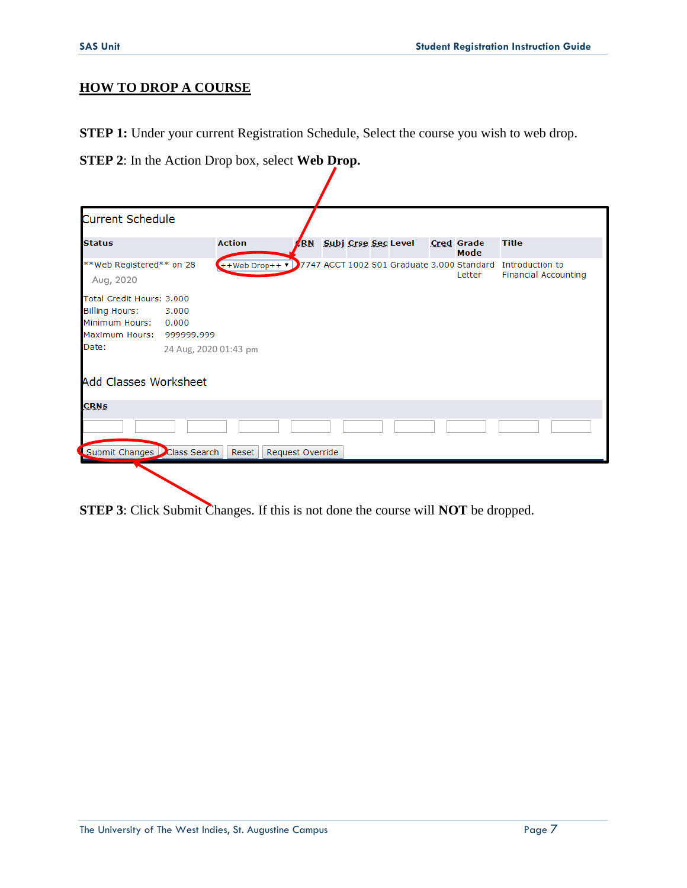## HOW TO DROP A COURSE

**STEP 1:** Under your current Registration Schedule, Select the course you wish to web drop.

**STEP 2**: In the Action Drop box, select **Web Drop.**

Current Schedule

| Status | Action | CRN | Subj | Crse | Sec | Level | Cred | Grade Mode | Title |
|---|---|---|---|---|---|---|---|---|---|
| **Web Registered** on 28 Aug, 2020 | ++Web Drop++ | 7747 | ACCT | 1002 | S01 | Graduate | 3.000 | Standard Letter | Introduction to Financial Accounting |

Total Credit Hours: 3.000
Billing Hours: 3.000
Minimum Hours: 0.000
Maximum Hours: 999999.999
Date: 24 Aug, 2020 01:43 pm

Add Classes Worksheet

CRNs

Submit Changes | Class Search | Reset | Request Override

**STEP 3**: Click Submit Changes. If this is not done the course will **NOT** be dropped.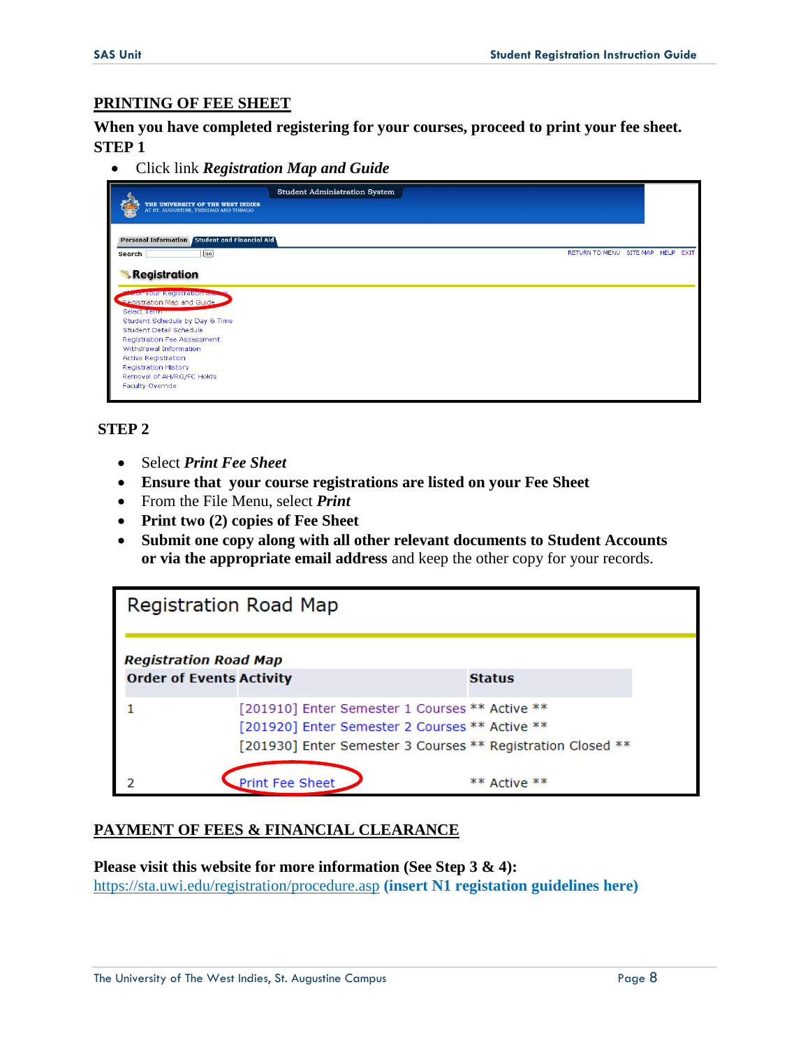## PRINTING OF FEE SHEET

**When you have completed registering for your courses, proceed to print your fee sheet.**

**STEP 1**

- Click link ***Registration Map and Guide***

**STEP 2**

- Select ***Print Fee Sheet***
- **Ensure that your course registrations are listed on your Fee Sheet**
- From the File Menu, select ***Print***
- **Print two (2) copies of Fee Sheet**
- **Submit one copy along with all other relevant documents to Student Accounts or via the appropriate email address** and keep the other copy for your records.

## PAYMENT OF FEES & FINANCIAL CLEARANCE

**Please visit this website for more information (See Step 3 & 4):**
https://sta.uwi.edu/registration/procedure.asp **(insert N1 registation guidelines here)**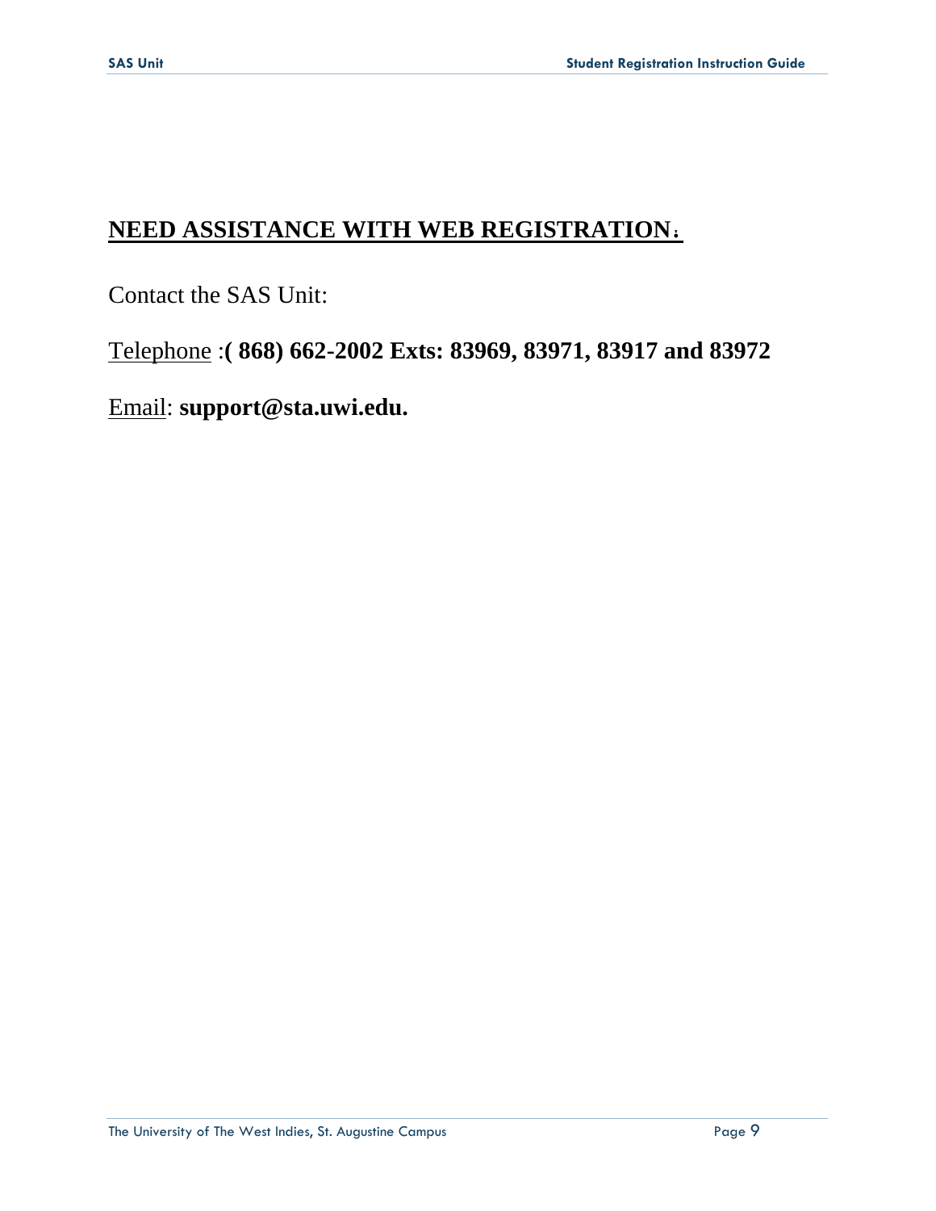## NEED ASSISTANCE WITH WEB REGISTRATION:

Contact the SAS Unit:

Telephone :**( 868) 662-2002 Exts: 83969, 83971, 83917 and 83972**

Email: **support@sta.uwi.edu.**